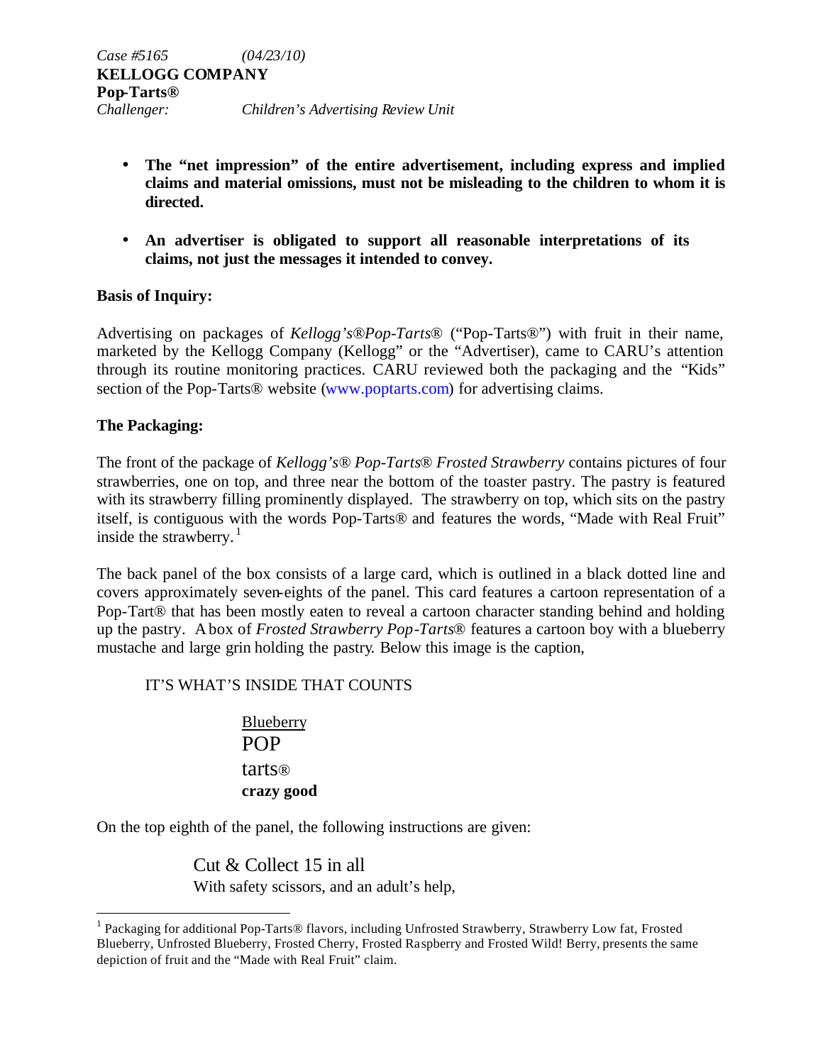*Case #5165* *(04/23/10)*
**KELLOGG COMPANY**
**Pop-Tarts®**
*Challenger:* *Children's Advertising Review Unit*

- **The "net impression" of the entire advertisement, including express and implied claims and material omissions, must not be misleading to the children to whom it is directed.**
- **An advertiser is obligated to support all reasonable interpretations of its claims, not just the messages it intended to convey.**

**Basis of Inquiry:**

Advertising on packages of *Kellogg's®Pop-Tarts®* ("Pop-Tarts®") with fruit in their name, marketed by the Kellogg Company (Kellogg" or the "Advertiser), came to CARU's attention through its routine monitoring practices. CARU reviewed both the packaging and the "Kids" section of the Pop-Tarts® website (www.poptarts.com) for advertising claims.

**The Packaging:**

The front of the package of *Kellogg's® Pop-Tarts® Frosted Strawberry* contains pictures of four strawberries, one on top, and three near the bottom of the toaster pastry. The pastry is featured with its strawberry filling prominently displayed. The strawberry on top, which sits on the pastry itself, is contiguous with the words Pop-Tarts® and features the words, "Made with Real Fruit" inside the strawberry.[1]

The back panel of the box consists of a large card, which is outlined in a black dotted line and covers approximately seven-eights of the panel. This card features a cartoon representation of a Pop-Tart® that has been mostly eaten to reveal a cartoon character standing behind and holding up the pastry. A box of *Frosted Strawberry Pop-Tarts®* features a cartoon boy with a blueberry mustache and large grin holding the pastry. Below this image is the caption,

IT'S WHAT'S INSIDE THAT COUNTS

Blueberry
POP
tarts®
**crazy good**

On the top eighth of the panel, the following instructions are given:

Cut & Collect 15 in all
With safety scissors, and an adult's help,

---

[1] Packaging for additional Pop-Tarts® flavors, including Unfrosted Strawberry, Strawberry Low fat, Frosted Blueberry, Unfrosted Blueberry, Frosted Cherry, Frosted Raspberry and Frosted Wild! Berry, presents the same depiction of fruit and the "Made with Real Fruit" claim.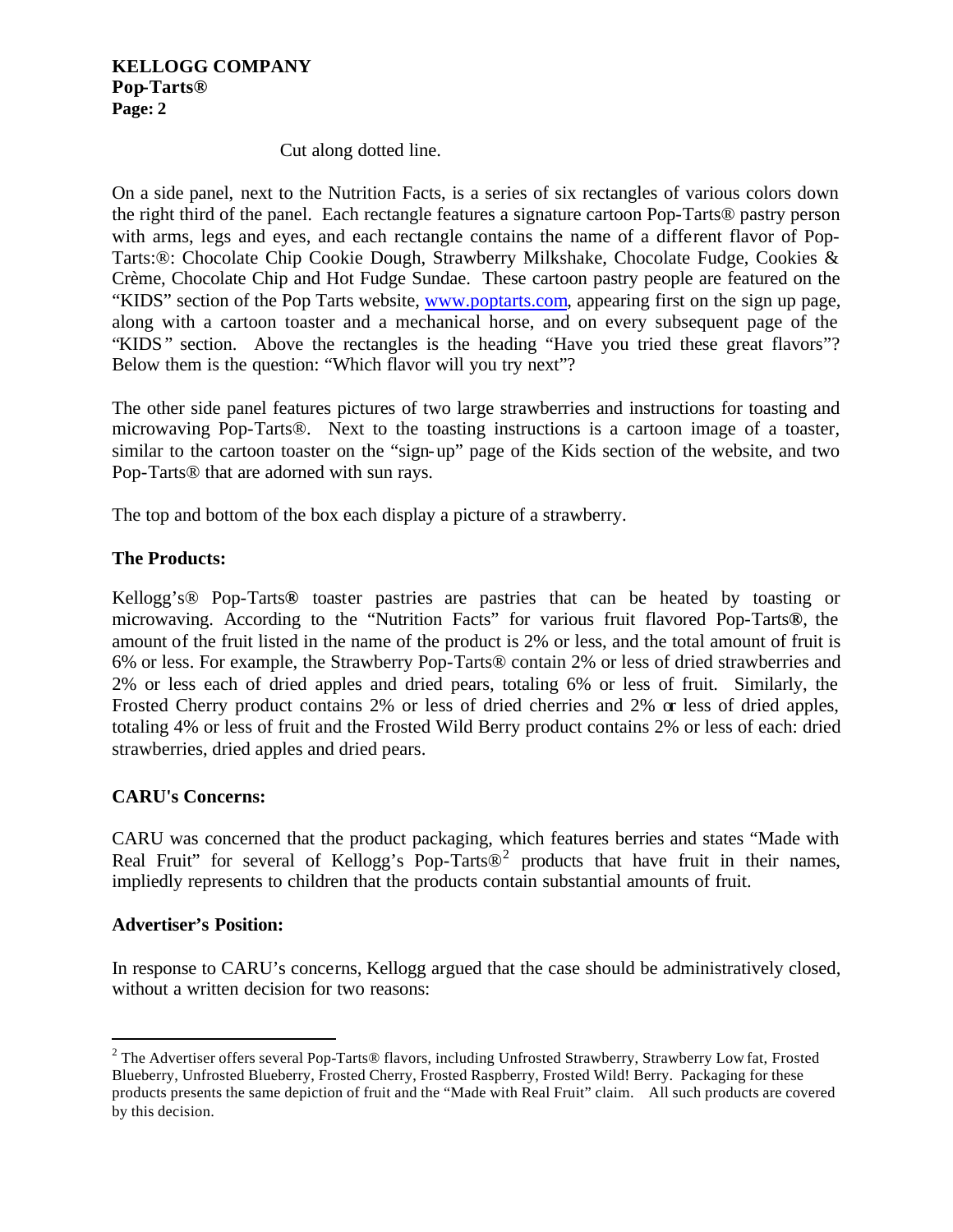Cut along dotted line.

On a side panel, next to the Nutrition Facts, is a series of six rectangles of various colors down the right third of the panel. Each rectangle features a signature cartoon Pop-Tarts® pastry person with arms, legs and eyes, and each rectangle contains the name of a different flavor of Pop-Tarts:®: Chocolate Chip Cookie Dough, Strawberry Milkshake, Chocolate Fudge, Cookies & Crème, Chocolate Chip and Hot Fudge Sundae. These cartoon pastry people are featured on the "KIDS" section of the Pop Tarts website, www.poptarts.com, appearing first on the sign up page, along with a cartoon toaster and a mechanical horse, and on every subsequent page of the "KIDS" section. Above the rectangles is the heading "Have you tried these great flavors"? Below them is the question: "Which flavor will you try next"?

The other side panel features pictures of two large strawberries and instructions for toasting and microwaving Pop-Tarts®. Next to the toasting instructions is a cartoon image of a toaster, similar to the cartoon toaster on the "sign-up" page of the Kids section of the website, and two Pop-Tarts® that are adorned with sun rays.

The top and bottom of the box each display a picture of a strawberry.

**The Products:**

Kellogg's® Pop-Tarts® toaster pastries are pastries that can be heated by toasting or microwaving. According to the "Nutrition Facts" for various fruit flavored Pop-Tarts®, the amount of the fruit listed in the name of the product is 2% or less, and the total amount of fruit is 6% or less. For example, the Strawberry Pop-Tarts® contain 2% or less of dried strawberries and 2% or less each of dried apples and dried pears, totaling 6% or less of fruit. Similarly, the Frosted Cherry product contains 2% or less of dried cherries and 2% or less of dried apples, totaling 4% or less of fruit and the Frosted Wild Berry product contains 2% or less of each: dried strawberries, dried apples and dried pears.

**CARU's Concerns:**

CARU was concerned that the product packaging, which features berries and states "Made with Real Fruit" for several of Kellogg's Pop-Tarts®[2] products that have fruit in their names, impliedly represents to children that the products contain substantial amounts of fruit.

**Advertiser's Position:**

In response to CARU's concerns, Kellogg argued that the case should be administratively closed, without a written decision for two reasons:

---

[2] The Advertiser offers several Pop-Tarts® flavors, including Unfrosted Strawberry, Strawberry Low fat, Frosted Blueberry, Unfrosted Blueberry, Frosted Cherry, Frosted Raspberry, Frosted Wild! Berry. Packaging for these products presents the same depiction of fruit and the "Made with Real Fruit" claim. All such products are covered by this decision.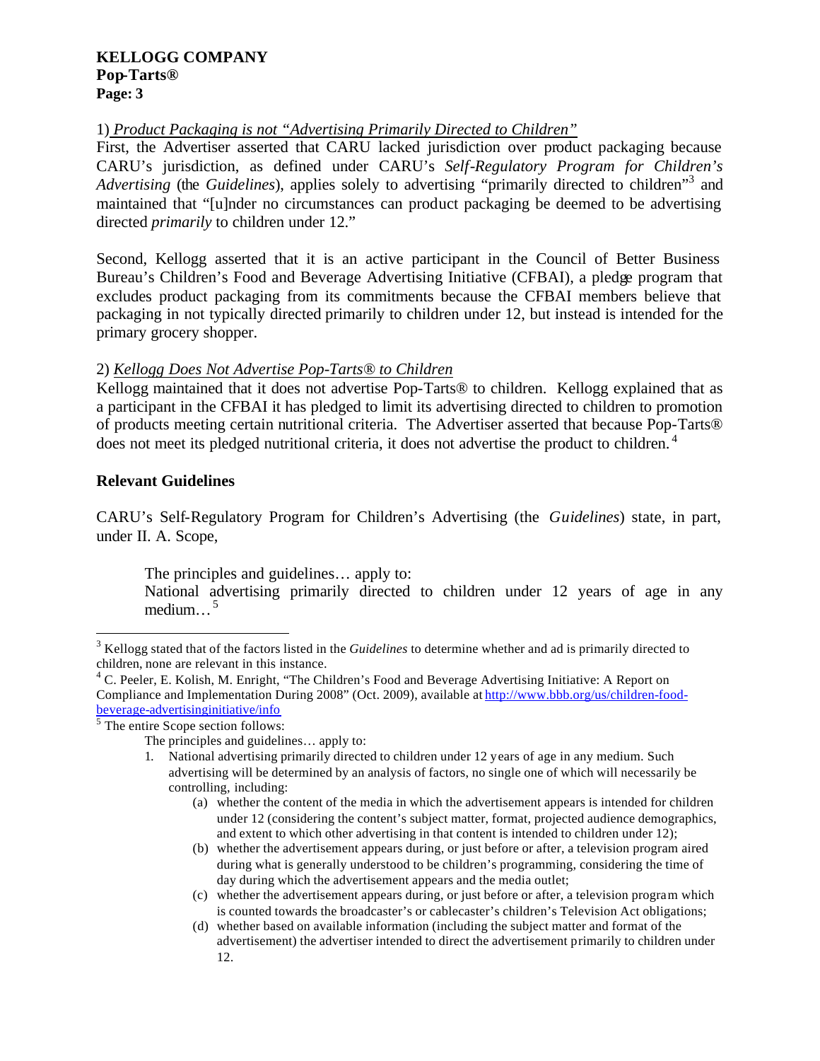1) *Product Packaging is not "Advertising Primarily Directed to Children"*

First, the Advertiser asserted that CARU lacked jurisdiction over product packaging because CARU's jurisdiction, as defined under CARU's *Self-Regulatory Program for Children's Advertising* (the *Guidelines*), applies solely to advertising "primarily directed to children"[3] and maintained that "[u]nder no circumstances can product packaging be deemed to be advertising directed *primarily* to children under 12."

Second, Kellogg asserted that it is an active participant in the Council of Better Business Bureau's Children's Food and Beverage Advertising Initiative (CFBAI), a pledge program that excludes product packaging from its commitments because the CFBAI members believe that packaging in not typically directed primarily to children under 12, but instead is intended for the primary grocery shopper.

2) *Kellogg Does Not Advertise Pop-Tarts® to Children*

Kellogg maintained that it does not advertise Pop-Tarts® to children. Kellogg explained that as a participant in the CFBAI it has pledged to limit its advertising directed to children to promotion of products meeting certain nutritional criteria. The Advertiser asserted that because Pop-Tarts® does not meet its pledged nutritional criteria, it does not advertise the product to children.[4]

## Relevant Guidelines

CARU's Self-Regulatory Program for Children's Advertising (the *Guidelines*) state, in part, under II. A. Scope,

> The principles and guidelines… apply to:
> National advertising primarily directed to children under 12 years of age in any medium…[5]

---

[3] Kellogg stated that of the factors listed in the *Guidelines* to determine whether and ad is primarily directed to children, none are relevant in this instance.

[4] C. Peeler, E. Kolish, M. Enright, "The Children's Food and Beverage Advertising Initiative: A Report on Compliance and Implementation During 2008" (Oct. 2009), available at http://www.bbb.org/us/children-food-beverage-advertisinginitiative/info

[5] The entire Scope section follows:

> The principles and guidelines… apply to:
>
> 1. National advertising primarily directed to children under 12 years of age in any medium. Such advertising will be determined by an analysis of factors, no single one of which will necessarily be controlling, including:
>     (a) whether the content of the media in which the advertisement appears is intended for children under 12 (considering the content's subject matter, format, projected audience demographics, and extent to which other advertising in that content is intended to children under 12);
>     (b) whether the advertisement appears during, or just before or after, a television program aired during what is generally understood to be children's programming, considering the time of day during which the advertisement appears and the media outlet;
>     (c) whether the advertisement appears during, or just before or after, a television program which is counted towards the broadcaster's or cablecaster's children's Television Act obligations;
>     (d) whether based on available information (including the subject matter and format of the advertisement) the advertiser intended to direct the advertisement primarily to children under 12.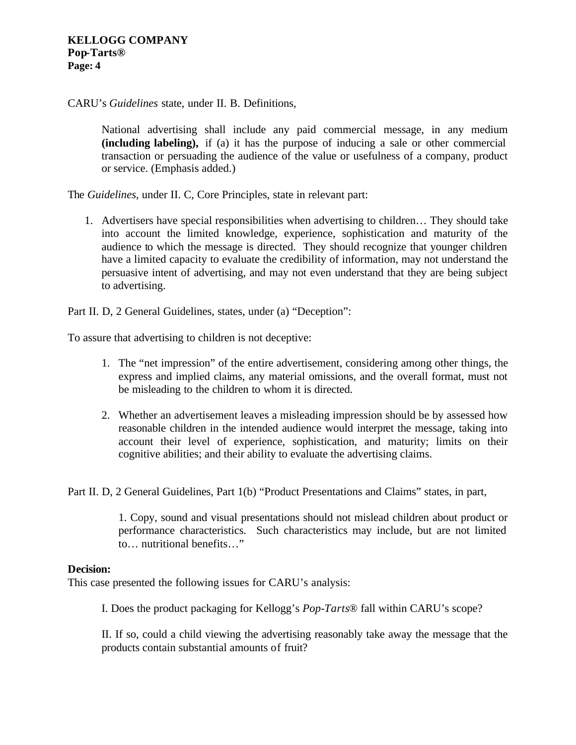CARU's *Guidelines* state, under II. B. Definitions,

> National advertising shall include any paid commercial message, in any medium **(including labeling),** if (a) it has the purpose of inducing a sale or other commercial transaction or persuading the audience of the value or usefulness of a company, product or service. (Emphasis added.)

The *Guidelines*, under II. C, Core Principles, state in relevant part:

1. Advertisers have special responsibilities when advertising to children… They should take into account the limited knowledge, experience, sophistication and maturity of the audience to which the message is directed. They should recognize that younger children have a limited capacity to evaluate the credibility of information, may not understand the persuasive intent of advertising, and may not even understand that they are being subject to advertising.

Part II. D, 2 General Guidelines, states, under (a) "Deception":

To assure that advertising to children is not deceptive:

1. The "net impression" of the entire advertisement, considering among other things, the express and implied claims, any material omissions, and the overall format, must not be misleading to the children to whom it is directed.

2. Whether an advertisement leaves a misleading impression should be by assessed how reasonable children in the intended audience would interpret the message, taking into account their level of experience, sophistication, and maturity; limits on their cognitive abilities; and their ability to evaluate the advertising claims.

Part II. D, 2 General Guidelines, Part 1(b) "Product Presentations and Claims" states, in part,

> 1. Copy, sound and visual presentations should not mislead children about product or performance characteristics. Such characteristics may include, but are not limited to… nutritional benefits…"

**Decision:**
This case presented the following issues for CARU's analysis:

> I. Does the product packaging for Kellogg's *Pop-Tarts*® fall within CARU's scope?
>
> II. If so, could a child viewing the advertising reasonably take away the message that the products contain substantial amounts of fruit?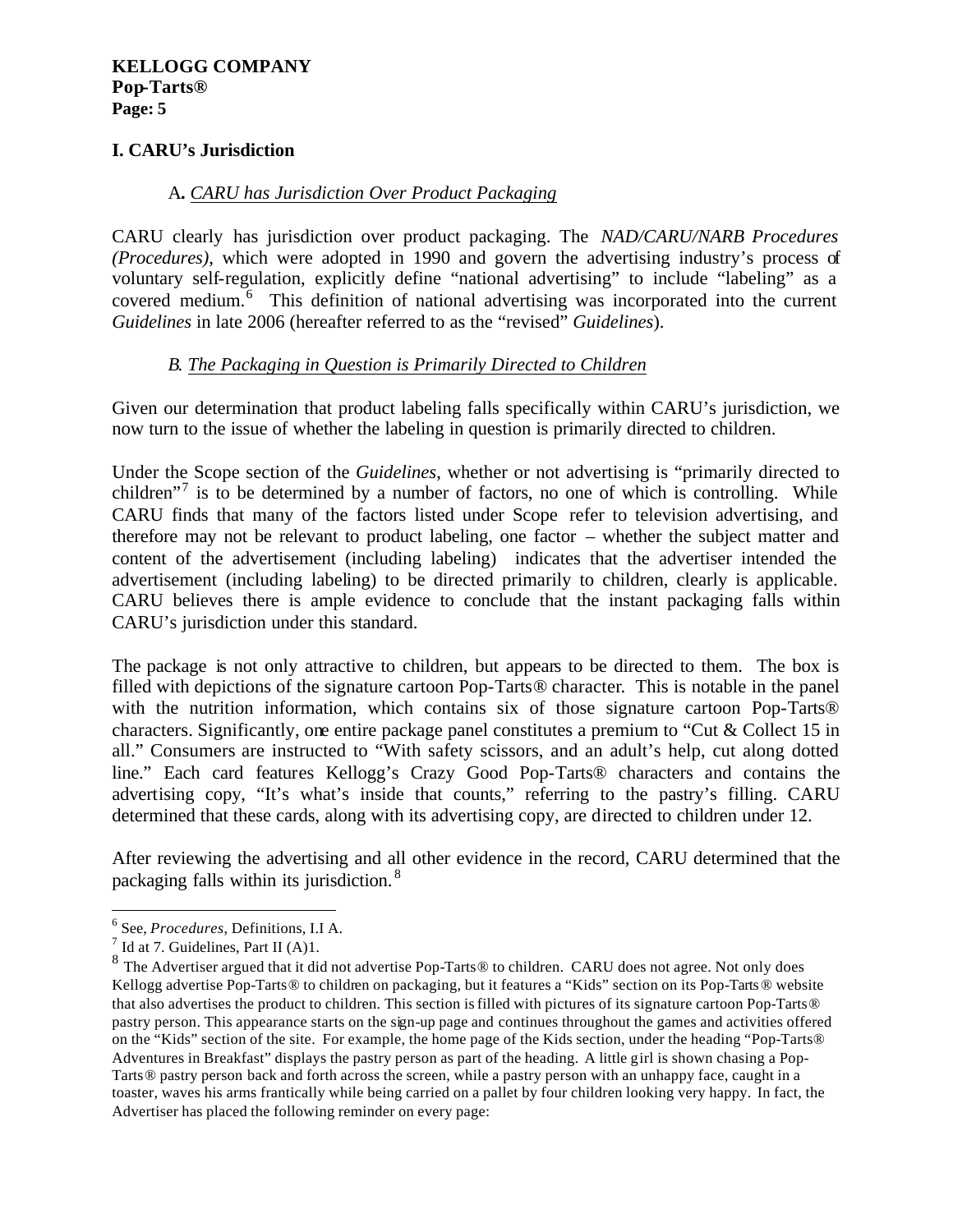## I. CARU's Jurisdiction

### A. *CARU has Jurisdiction Over Product Packaging*

CARU clearly has jurisdiction over product packaging. The *NAD/CARU/NARB Procedures (Procedures)*, which were adopted in 1990 and govern the advertising industry's process of voluntary self-regulation, explicitly define "national advertising" to include "labeling" as a covered medium.[6] This definition of national advertising was incorporated into the current *Guidelines* in late 2006 (hereafter referred to as the "revised" *Guidelines*).

### B. *The Packaging in Question is Primarily Directed to Children*

Given our determination that product labeling falls specifically within CARU's jurisdiction, we now turn to the issue of whether the labeling in question is primarily directed to children.

Under the Scope section of the *Guidelines*, whether or not advertising is "primarily directed to children"[7] is to be determined by a number of factors, no one of which is controlling. While CARU finds that many of the factors listed under Scope refer to television advertising, and therefore may not be relevant to product labeling, one factor – whether the subject matter and content of the advertisement (including labeling) indicates that the advertiser intended the advertisement (including labeling) to be directed primarily to children, clearly is applicable. CARU believes there is ample evidence to conclude that the instant packaging falls within CARU's jurisdiction under this standard.

The package is not only attractive to children, but appears to be directed to them. The box is filled with depictions of the signature cartoon Pop-Tarts® character. This is notable in the panel with the nutrition information, which contains six of those signature cartoon Pop-Tarts® characters. Significantly, one entire package panel constitutes a premium to "Cut & Collect 15 in all." Consumers are instructed to "With safety scissors, and an adult's help, cut along dotted line." Each card features Kellogg's Crazy Good Pop-Tarts® characters and contains the advertising copy, "It's what's inside that counts," referring to the pastry's filling. CARU determined that these cards, along with its advertising copy, are directed to children under 12.

After reviewing the advertising and all other evidence in the record, CARU determined that the packaging falls within its jurisdiction.[8]

---

[6] See, *Procedures*, Definitions, I.I A.

[7] Id at 7. Guidelines, Part II (A)1.

[8] The Advertiser argued that it did not advertise Pop-Tarts® to children. CARU does not agree. Not only does Kellogg advertise Pop-Tarts® to children on packaging, but it features a "Kids" section on its Pop-Tarts® website that also advertises the product to children. This section is filled with pictures of its signature cartoon Pop-Tarts® pastry person. This appearance starts on the sign-up page and continues throughout the games and activities offered on the "Kids" section of the site. For example, the home page of the Kids section, under the heading "Pop-Tarts® Adventures in Breakfast" displays the pastry person as part of the heading. A little girl is shown chasing a Pop-Tarts® pastry person back and forth across the screen, while a pastry person with an unhappy face, caught in a toaster, waves his arms frantically while being carried on a pallet by four children looking very happy. In fact, the Advertiser has placed the following reminder on every page: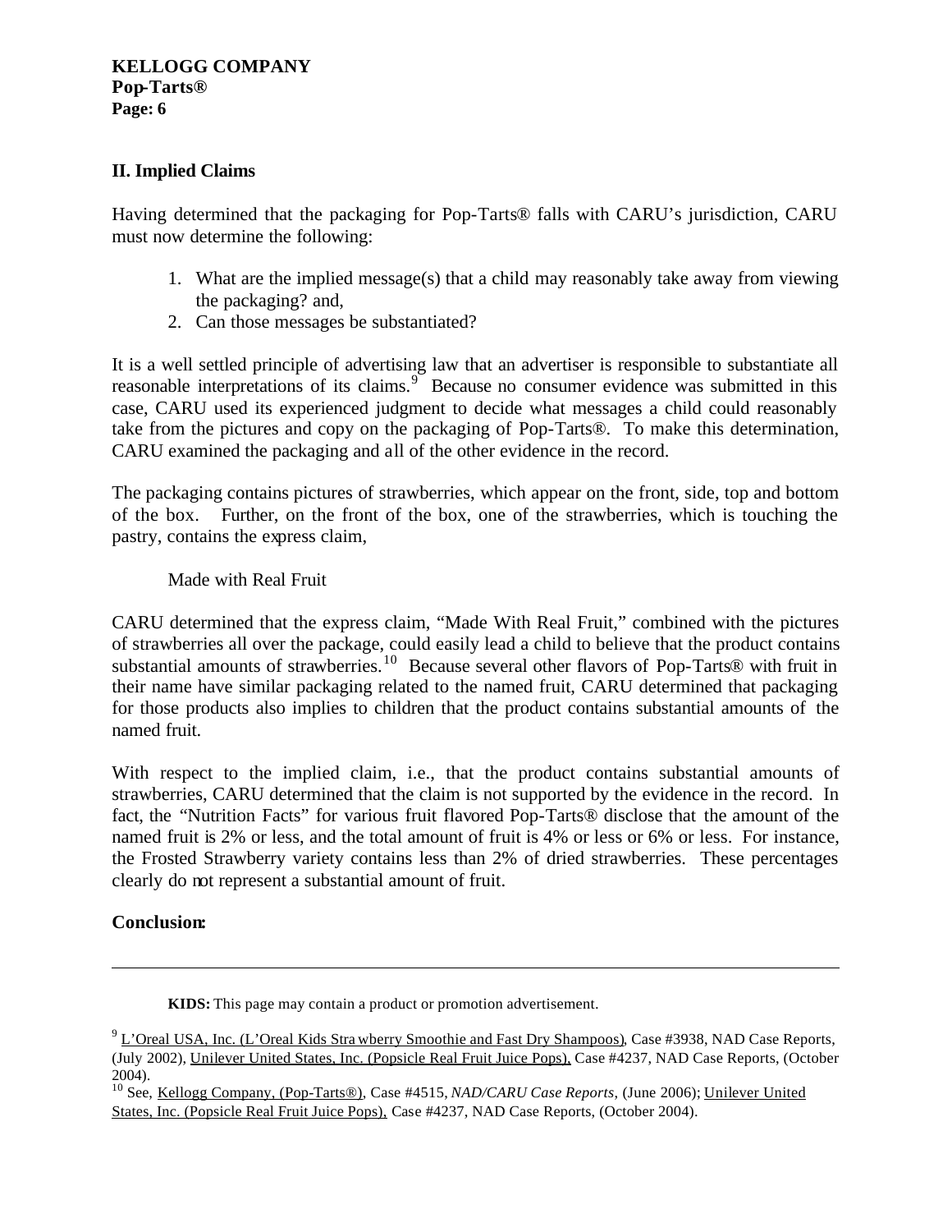## II. Implied Claims

Having determined that the packaging for Pop-Tarts® falls with CARU's jurisdiction, CARU must now determine the following:

1. What are the implied message(s) that a child may reasonably take away from viewing the packaging? and,
2. Can those messages be substantiated?

It is a well settled principle of advertising law that an advertiser is responsible to substantiate all reasonable interpretations of its claims.[9] Because no consumer evidence was submitted in this case, CARU used its experienced judgment to decide what messages a child could reasonably take from the pictures and copy on the packaging of Pop-Tarts®. To make this determination, CARU examined the packaging and all of the other evidence in the record.

The packaging contains pictures of strawberries, which appear on the front, side, top and bottom of the box. Further, on the front of the box, one of the strawberries, which is touching the pastry, contains the express claim,

Made with Real Fruit

CARU determined that the express claim, "Made With Real Fruit," combined with the pictures of strawberries all over the package, could easily lead a child to believe that the product contains substantial amounts of strawberries.[10] Because several other flavors of Pop-Tarts® with fruit in their name have similar packaging related to the named fruit, CARU determined that packaging for those products also implies to children that the product contains substantial amounts of the named fruit.

With respect to the implied claim, i.e., that the product contains substantial amounts of strawberries, CARU determined that the claim is not supported by the evidence in the record. In fact, the "Nutrition Facts" for various fruit flavored Pop-Tarts® disclose that the amount of the named fruit is 2% or less, and the total amount of fruit is 4% or less or 6% or less. For instance, the Frosted Strawberry variety contains less than 2% of dried strawberries. These percentages clearly do not represent a substantial amount of fruit.

**Conclusion:**

---

**KIDS:** This page may contain a product or promotion advertisement.

[9] L'Oreal USA, Inc. (L'Oreal Kids Strawberry Smoothie and Fast Dry Shampoos), Case #3938, NAD Case Reports, (July 2002), Unilever United States, Inc. (Popsicle Real Fruit Juice Pops), Case #4237, NAD Case Reports, (October 2004).

[10] See, Kellogg Company, (Pop-Tarts®), Case #4515, *NAD/CARU Case Reports*, (June 2006); Unilever United States, Inc. (Popsicle Real Fruit Juice Pops), Case #4237, NAD Case Reports, (October 2004).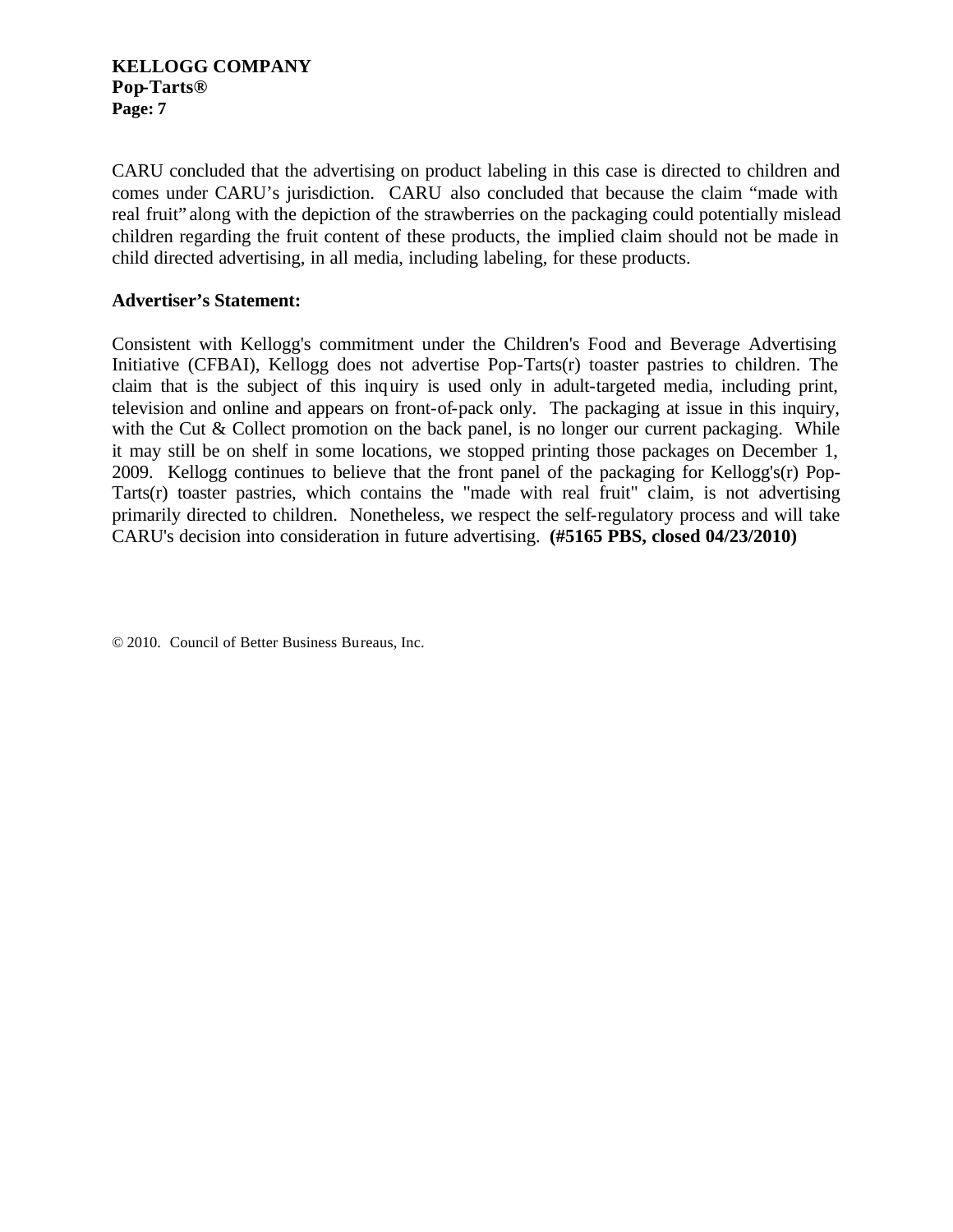CARU concluded that the advertising on product labeling in this case is directed to children and comes under CARU's jurisdiction. CARU also concluded that because the claim "made with real fruit" along with the depiction of the strawberries on the packaging could potentially mislead children regarding the fruit content of these products, the implied claim should not be made in child directed advertising, in all media, including labeling, for these products.

**Advertiser's Statement:**

Consistent with Kellogg's commitment under the Children's Food and Beverage Advertising Initiative (CFBAI), Kellogg does not advertise Pop-Tarts(r) toaster pastries to children. The claim that is the subject of this inquiry is used only in adult-targeted media, including print, television and online and appears on front-of-pack only. The packaging at issue in this inquiry, with the Cut & Collect promotion on the back panel, is no longer our current packaging. While it may still be on shelf in some locations, we stopped printing those packages on December 1, 2009. Kellogg continues to believe that the front panel of the packaging for Kellogg's(r) Pop-Tarts(r) toaster pastries, which contains the "made with real fruit" claim, is not advertising primarily directed to children. Nonetheless, we respect the self-regulatory process and will take CARU's decision into consideration in future advertising. **(#5165 PBS, closed 04/23/2010)**

© 2010. Council of Better Business Bureaus, Inc.